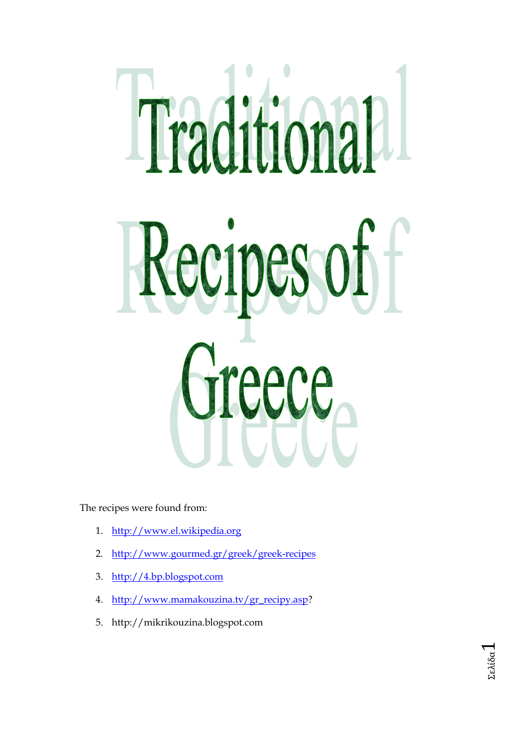# Traditional Recipes of Greece

The recipes were found from:

1. http://www.el.wikipedia.org
2. http://www.gourmed.gr/greek/greek-recipes
3. http://4.bp.blogspot.com
4. http://www.mamakouzina.tv/gr_recipy.asp?
5. http://mikrikouzina.blogspot.com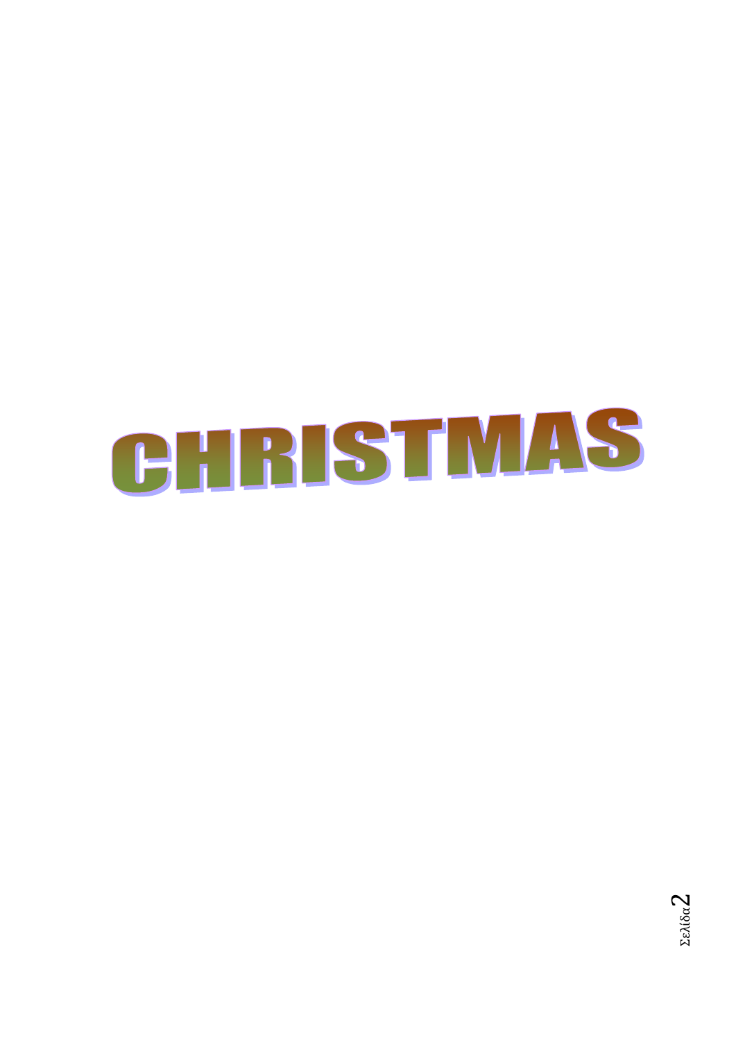# CHRISTMAS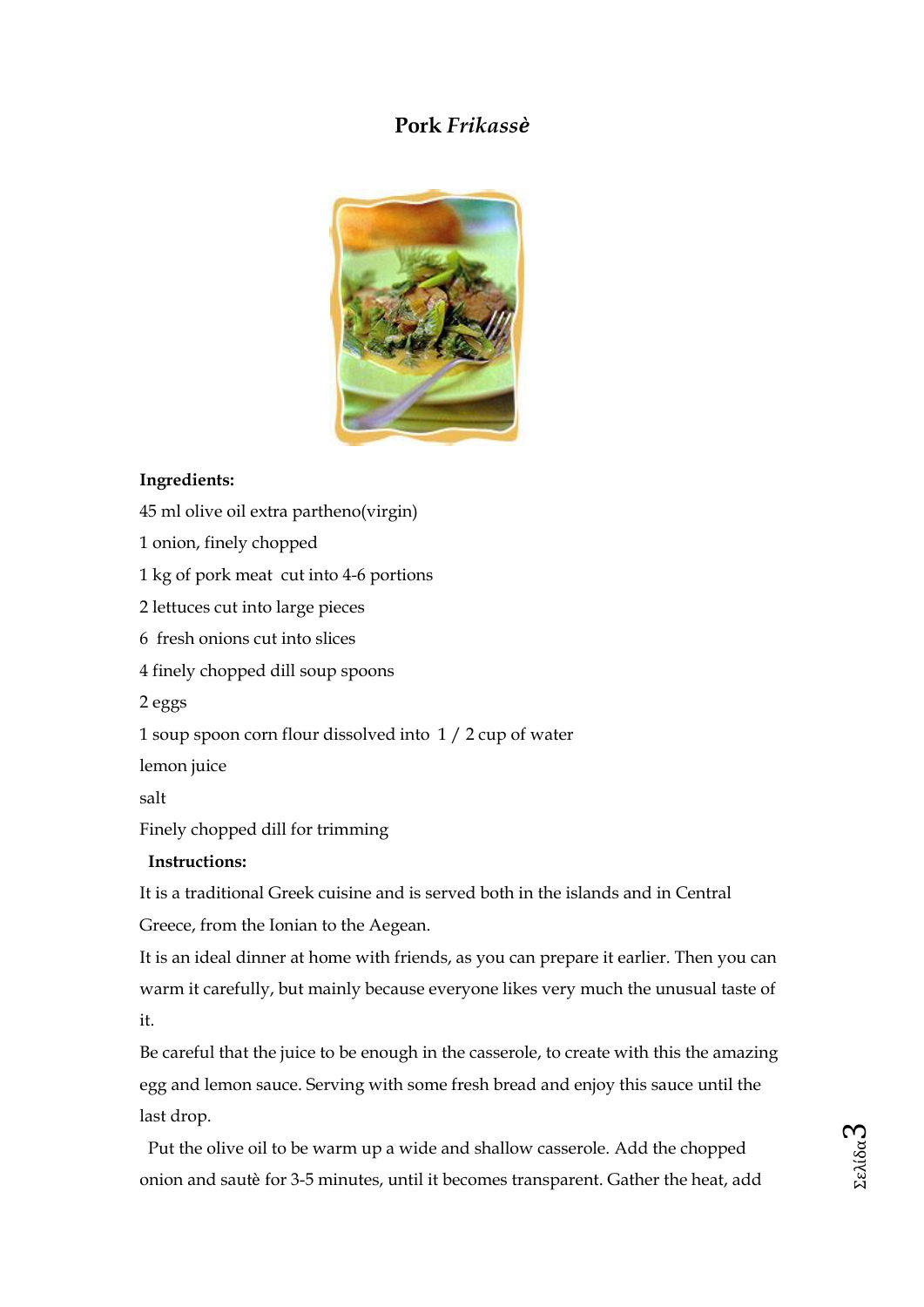# Pork *Frikassè*

**Ingredients:**

45 ml olive oil extra partheno(virgin)

1 onion, finely chopped

1 kg of pork meat cut into 4-6 portions

2 lettuces cut into large pieces

6 fresh onions cut into slices

4 finely chopped dill soup spoons

2 eggs

1 soup spoon corn flour dissolved into 1 / 2 cup of water

lemon juice

salt

Finely chopped dill for trimming

**Instructions:**

It is a traditional Greek cuisine and is served both in the islands and in Central Greece, from the Ionian to the Aegean.

It is an ideal dinner at home with friends, as you can prepare it earlier. Then you can warm it carefully, but mainly because everyone likes very much the unusual taste of it.

Be careful that the juice to be enough in the casserole, to create with this the amazing egg and lemon sauce. Serving with some fresh bread and enjoy this sauce until the last drop.

Put the olive oil to be warm up a wide and shallow casserole. Add the chopped onion and sautè for 3-5 minutes, until it becomes transparent. Gather the heat, add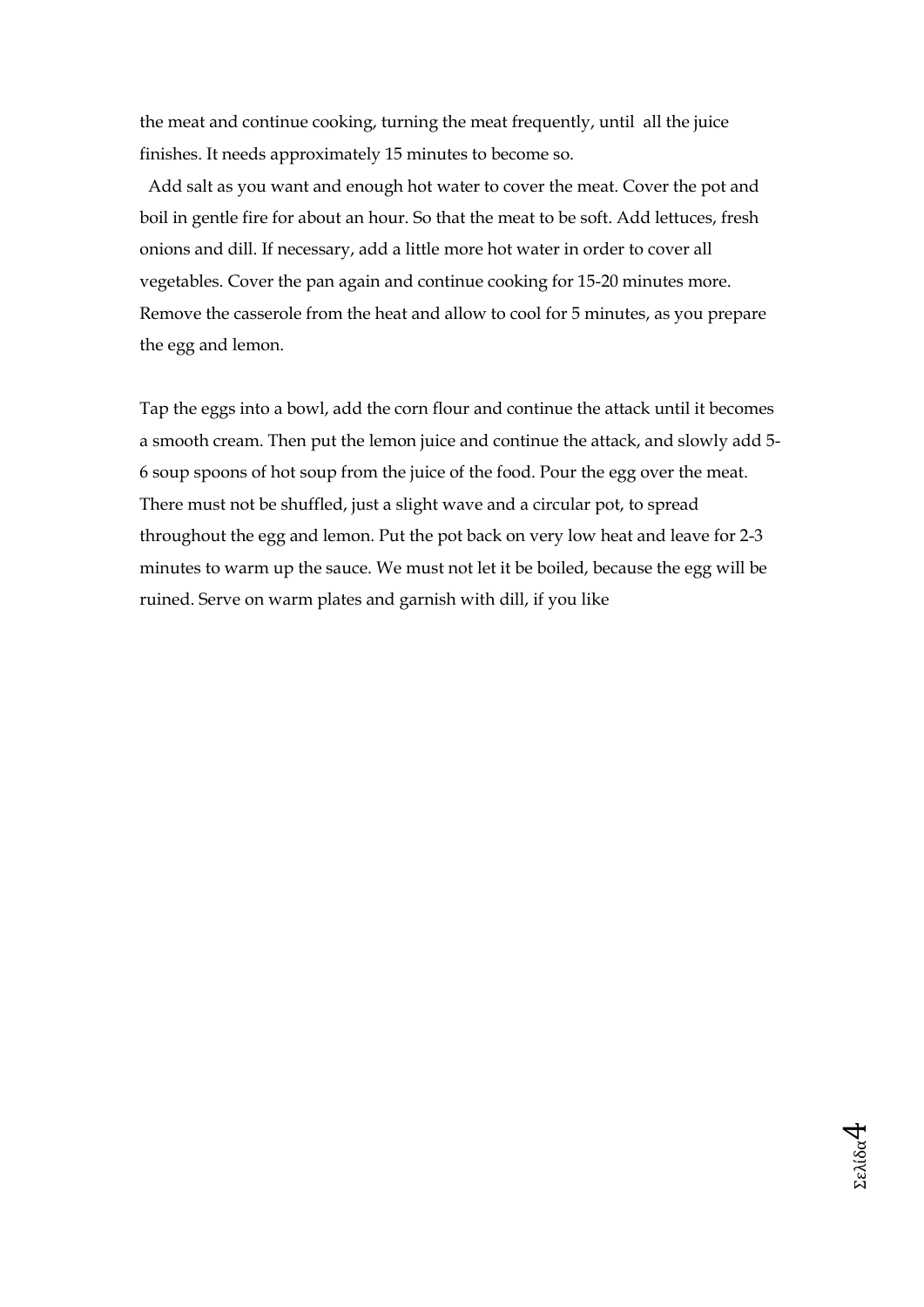the meat and continue cooking, turning the meat frequently, until all the juice finishes. It needs approximately 15 minutes to become so.

Add salt as you want and enough hot water to cover the meat. Cover the pot and boil in gentle fire for about an hour. So that the meat to be soft. Add lettuces, fresh onions and dill. If necessary, add a little more hot water in order to cover all vegetables. Cover the pan again and continue cooking for 15-20 minutes more. Remove the casserole from the heat and allow to cool for 5 minutes, as you prepare the egg and lemon.

Tap the eggs into a bowl, add the corn flour and continue the attack until it becomes a smooth cream. Then put the lemon juice and continue the attack, and slowly add 5-6 soup spoons of hot soup from the juice of the food. Pour the egg over the meat. There must not be shuffled, just a slight wave and a circular pot, to spread throughout the egg and lemon. Put the pot back on very low heat and leave for 2-3 minutes to warm up the sauce. We must not let it be boiled, because the egg will be ruined. Serve on warm plates and garnish with dill, if you like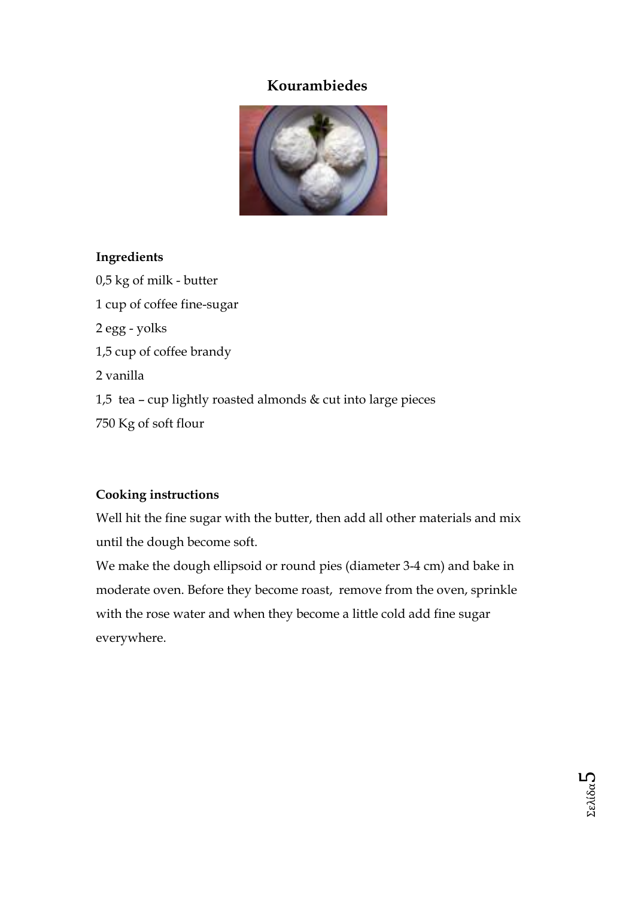# Kourambiedes

**Ingredients**

0,5 kg of milk - butter

1 cup of coffee fine-sugar

2 egg - yolks

1,5 cup of coffee brandy

2 vanilla

1,5 tea – cup lightly roasted almonds & cut into large pieces

750 Kg of soft flour

**Cooking instructions**

Well hit the fine sugar with the butter, then add all other materials and mix until the dough become soft.

We make the dough ellipsoid or round pies (diameter 3-4 cm) and bake in moderate oven. Before they become roast, remove from the oven, sprinkle with the rose water and when they become a little cold add fine sugar everywhere.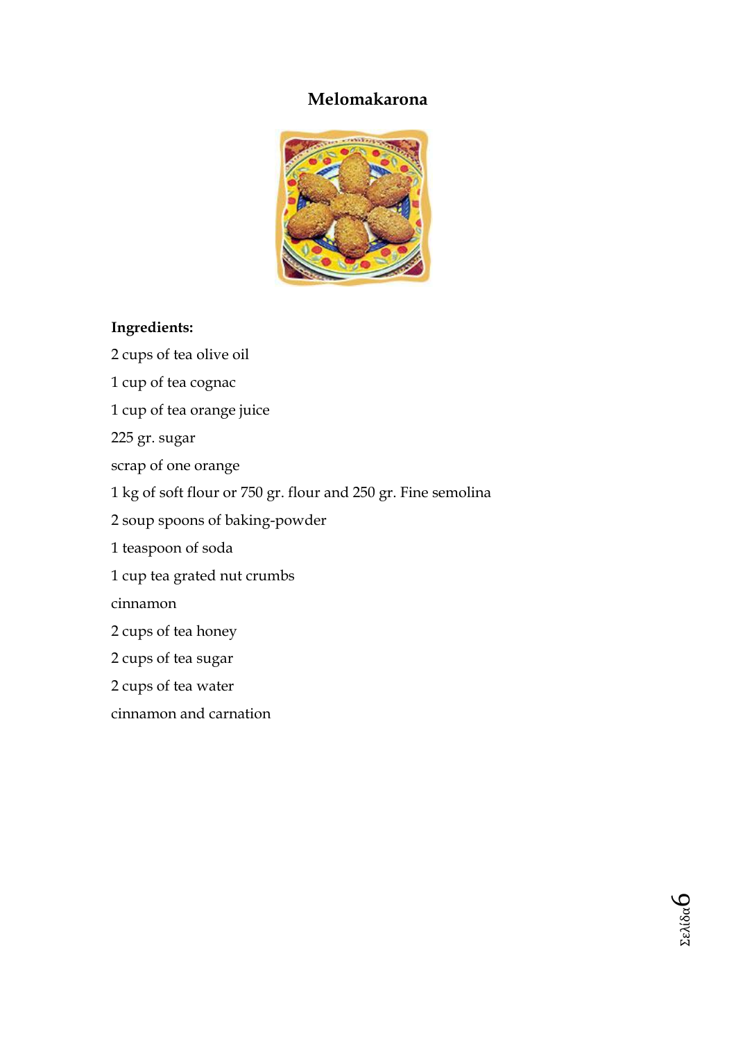# Melomakarona

**Ingredients:**

2 cups of tea olive oil

1 cup of tea cognac

1 cup of tea orange juice

225 gr. sugar

scrap of one orange

1 kg of soft flour or 750 gr. flour and 250 gr. Fine semolina

2 soup spoons of baking-powder

1 teaspoon of soda

1 cup tea grated nut crumbs

cinnamon

2 cups of tea honey

2 cups of tea sugar

2 cups of tea water

cinnamon and carnation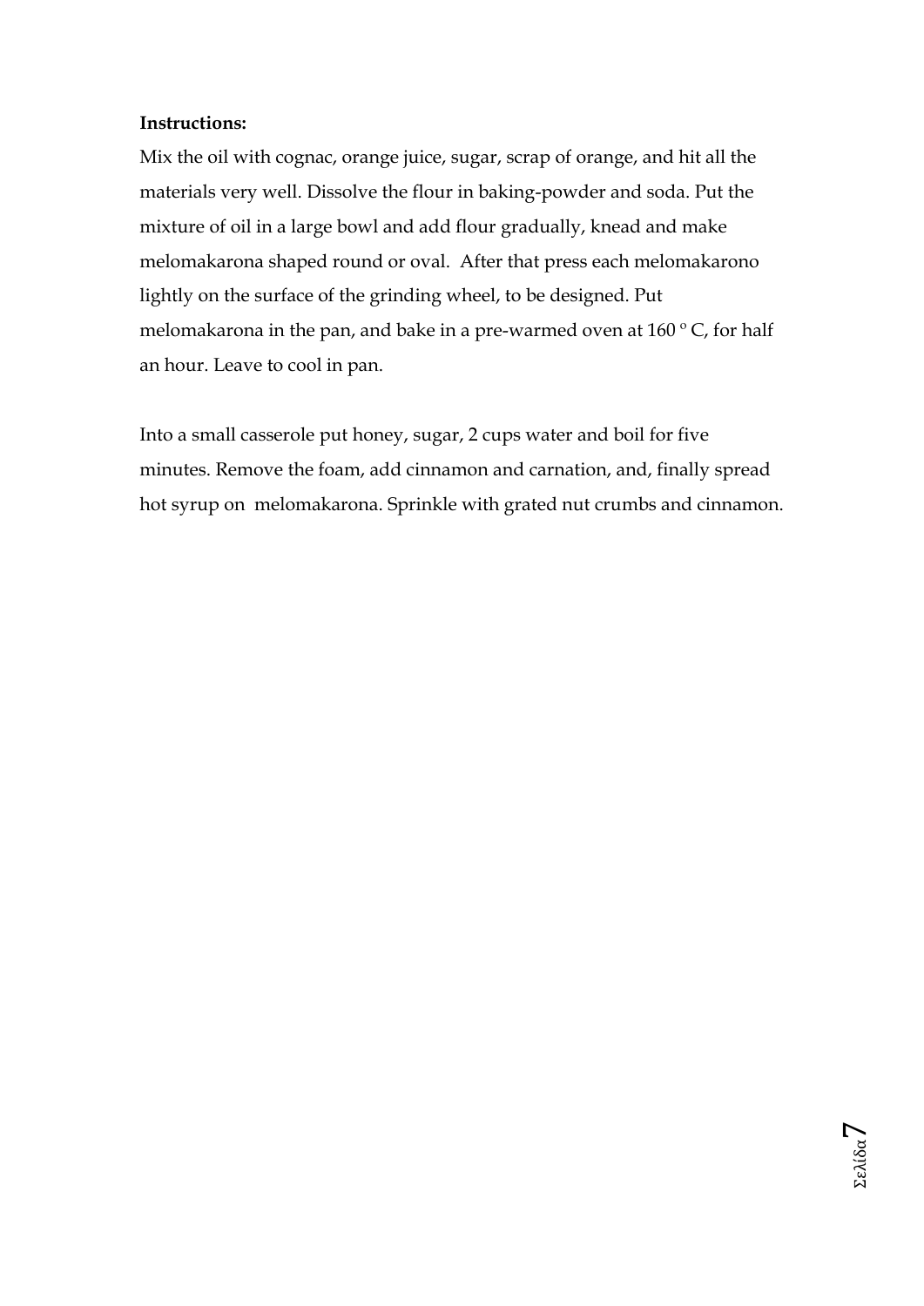**Instructions:**

Mix the oil with cognac, orange juice, sugar, scrap of orange, and hit all the materials very well. Dissolve the flour in baking-powder and soda. Put the mixture of oil in a large bowl and add flour gradually, knead and make melomakarona shaped round or oval.  After that press each melomakarono lightly on the surface of the grinding wheel, to be designed. Put melomakarona in the pan, and bake in a pre-warmed oven at 160 º C, for half an hour. Leave to cool in pan.

Into a small casserole put honey, sugar, 2 cups water and boil for five minutes. Remove the foam, add cinnamon and carnation, and, finally spread hot syrup on  melomakarona. Sprinkle with grated nut crumbs and cinnamon.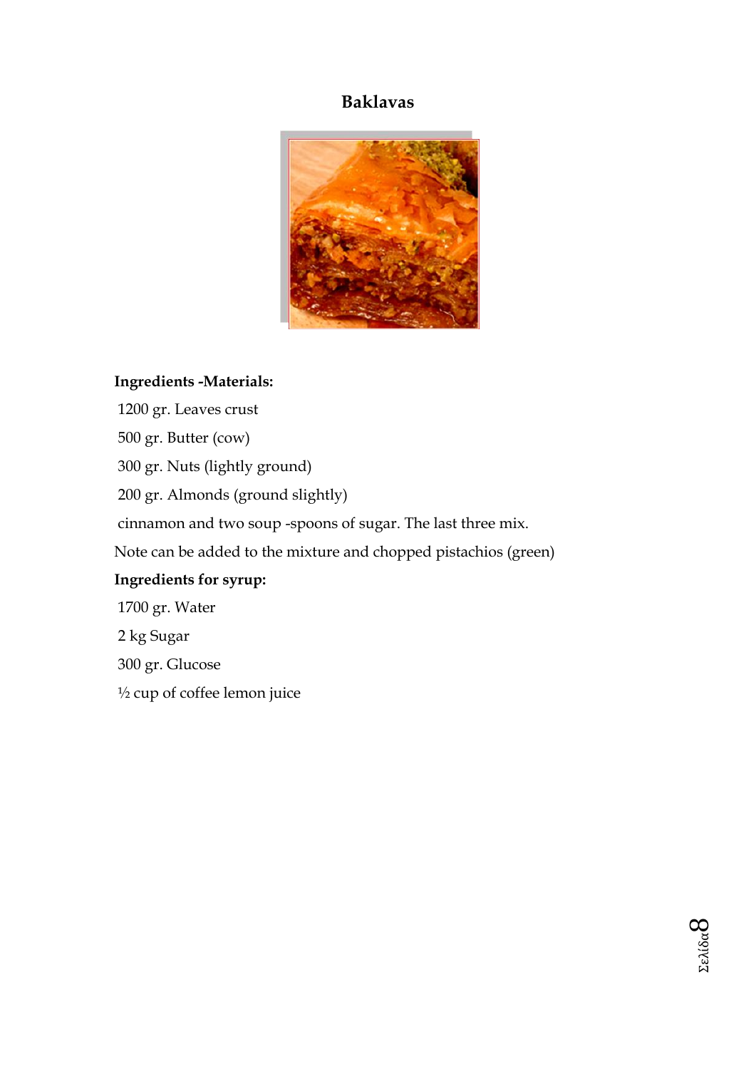# Baklavas

**Ingredients -Materials:**

1200 gr. Leaves crust

500 gr. Butter (cow)

300 gr. Nuts (lightly ground)

200 gr. Almonds (ground slightly)

cinnamon and two soup -spoons of sugar. The last three mix.

Note can be added to the mixture and chopped pistachios (green)

**Ingredients for syrup:**

1700 gr. Water

2 kg Sugar

300 gr. Glucose

½ cup of coffee lemon juice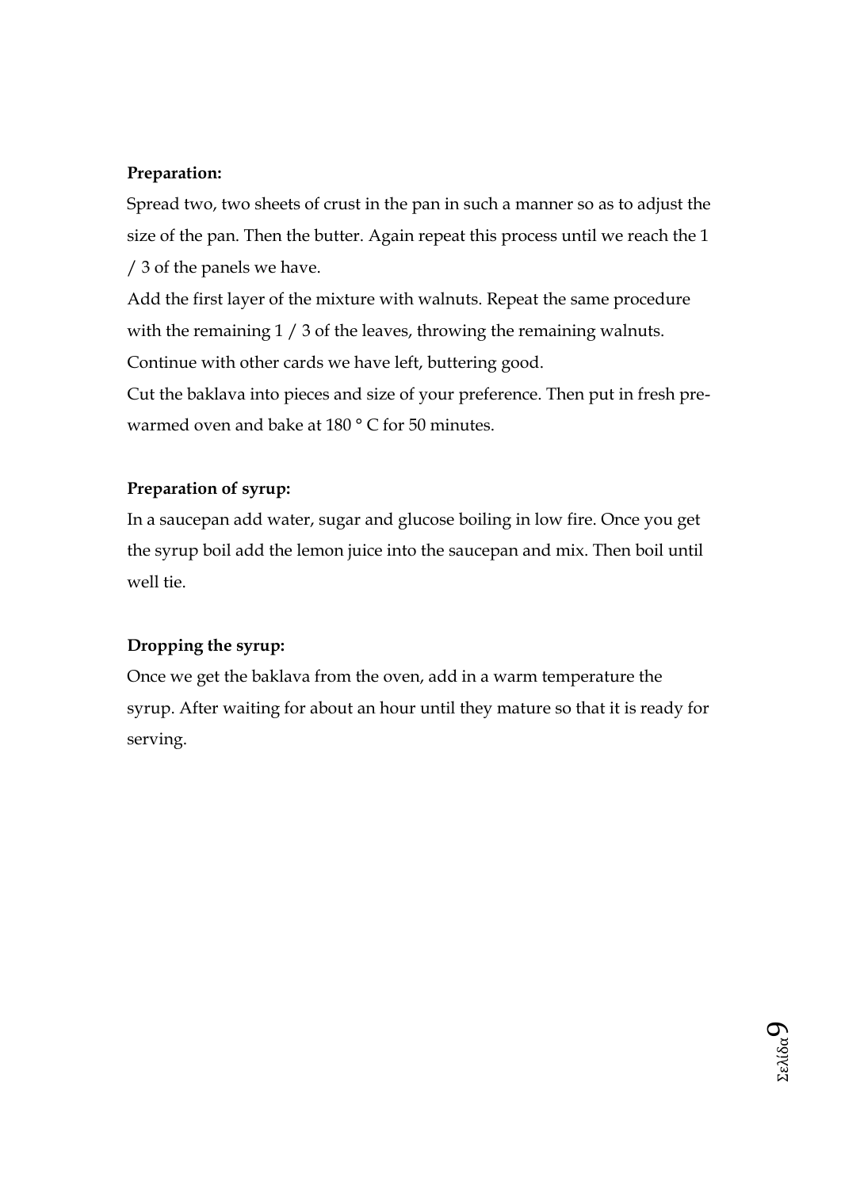**Preparation:**

Spread two, two sheets of crust in the pan in such a manner so as to adjust the size of the pan. Then the butter. Again repeat this process until we reach the 1 / 3 of the panels we have.

Add the first layer of the mixture with walnuts. Repeat the same procedure with the remaining 1 / 3 of the leaves, throwing the remaining walnuts.

Continue with other cards we have left, buttering good.

Cut the baklava into pieces and size of your preference. Then put in fresh pre-warmed oven and bake at 180 ° C for 50 minutes.

**Preparation of syrup:**

In a saucepan add water, sugar and glucose boiling in low fire. Once you get the syrup boil add the lemon juice into the saucepan and mix. Then boil until well tie.

**Dropping the syrup:**

Once we get the baklava from the oven, add in a warm temperature the syrup. After waiting for about an hour until they mature so that it is ready for serving.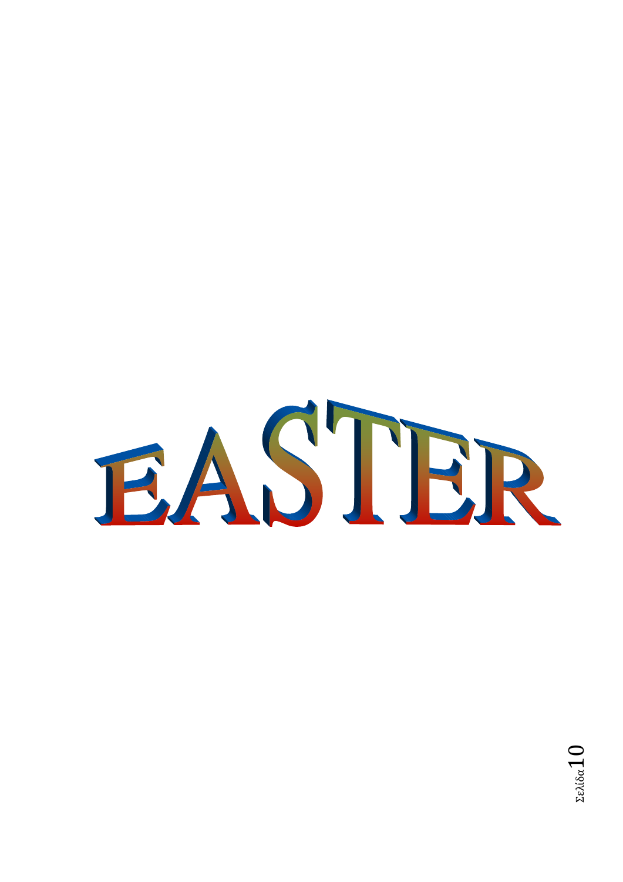# EASTER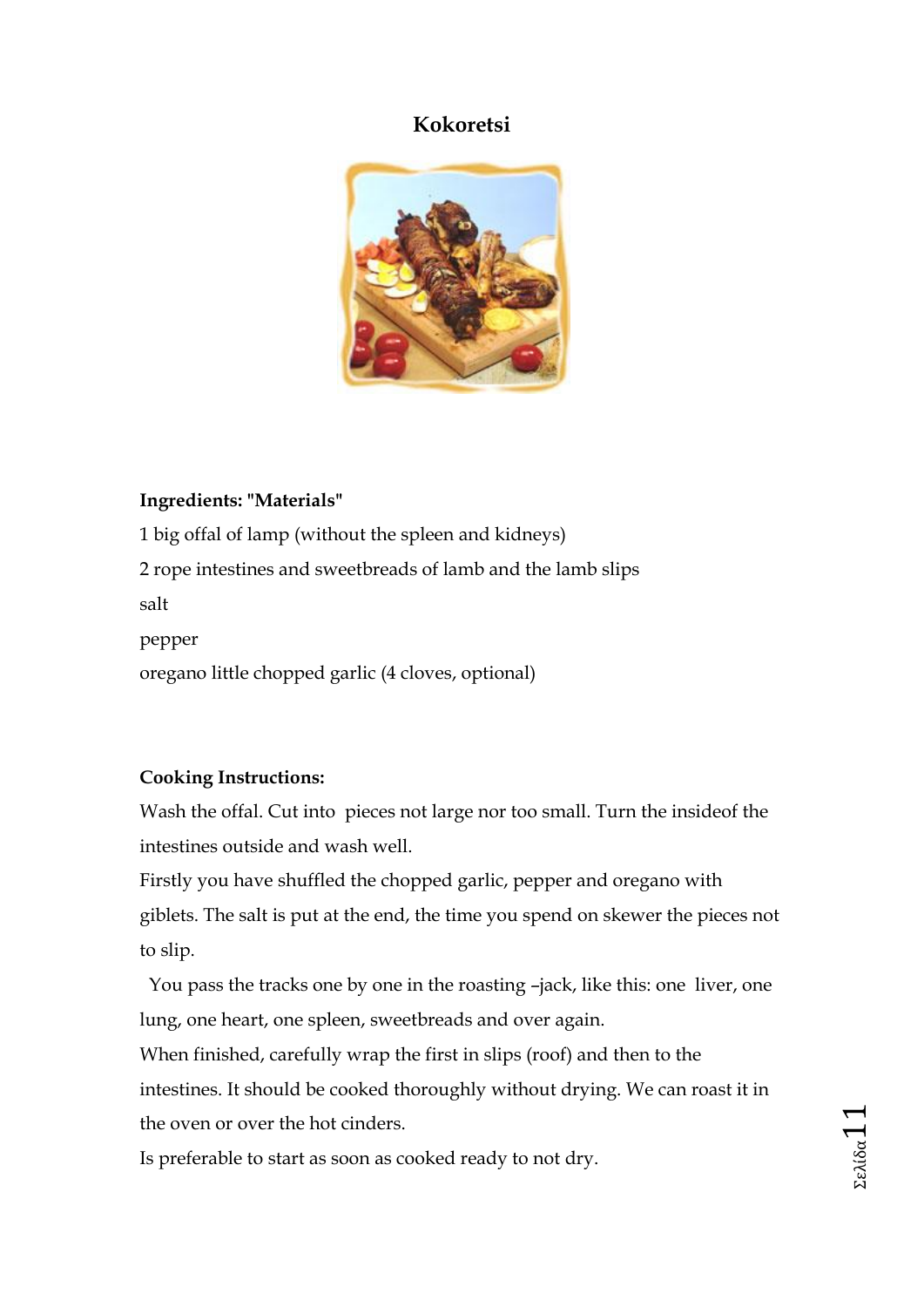# Kokoretsi

**Ingredients: "Materials"**

1 big offal of lamp (without the spleen and kidneys)

2 rope intestines and sweetbreads of lamb and the lamb slips

salt

pepper

oregano little chopped garlic (4 cloves, optional)

**Cooking Instructions:**

Wash the offal. Cut into pieces not large nor too small. Turn the insideof the intestines outside and wash well.

Firstly you have shuffled the chopped garlic, pepper and oregano with giblets. The salt is put at the end, the time you spend on skewer the pieces not to slip.

You pass the tracks one by one in the roasting –jack, like this: one liver, one lung, one heart, one spleen, sweetbreads and over again.

When finished, carefully wrap the first in slips (roof) and then to the intestines. It should be cooked thoroughly without drying. We can roast it in the oven or over the hot cinders.

Is preferable to start as soon as cooked ready to not dry.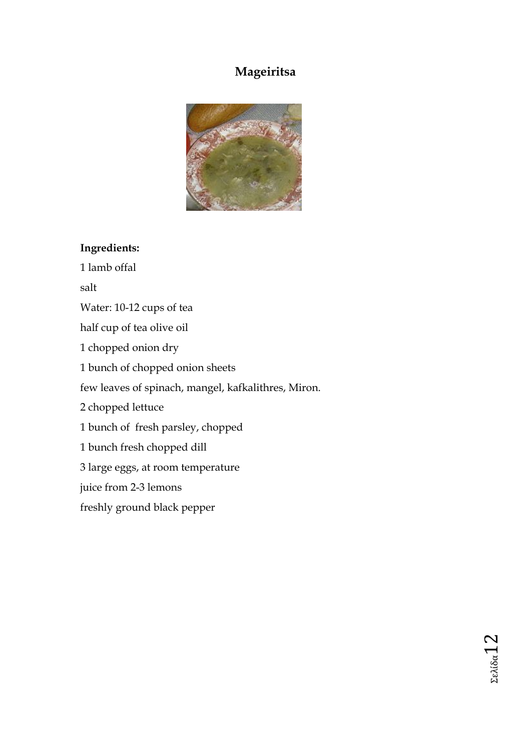# Mageiritsa

**Ingredients:**

1 lamb offal

salt

Water: 10-12 cups of tea

half cup of tea olive oil

1 chopped onion dry

1 bunch of chopped onion sheets

few leaves of spinach, mangel, kafkalithres, Miron.

2 chopped lettuce

1 bunch of fresh parsley, chopped

1 bunch fresh chopped dill

3 large eggs, at room temperature

juice from 2-3 lemons

freshly ground black pepper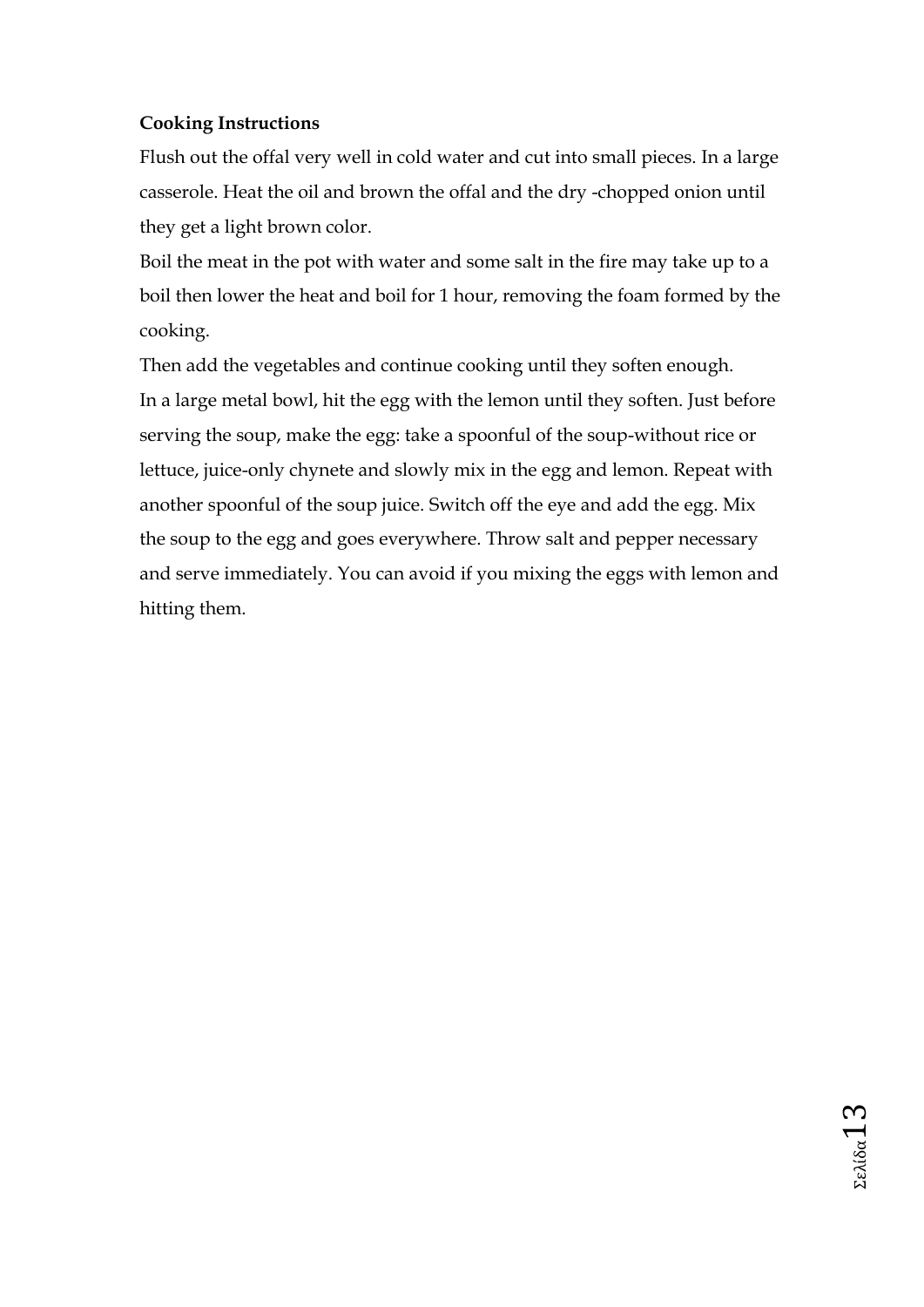**Cooking Instructions**

Flush out the offal very well in cold water and cut into small pieces. In a large casserole. Heat the oil and brown the offal and the dry -chopped onion until they get a light brown color.

Boil the meat in the pot with water and some salt in the fire may take up to a boil then lower the heat and boil for 1 hour, removing the foam formed by the cooking.

Then add the vegetables and continue cooking until they soften enough.

In a large metal bowl, hit the egg with the lemon until they soften. Just before serving the soup, make the egg: take a spoonful of the soup-without rice or lettuce, juice-only chynete and slowly mix in the egg and lemon. Repeat with another spoonful of the soup juice. Switch off the eye and add the egg. Mix the soup to the egg and goes everywhere. Throw salt and pepper necessary and serve immediately. You can avoid if you mixing the eggs with lemon and hitting them.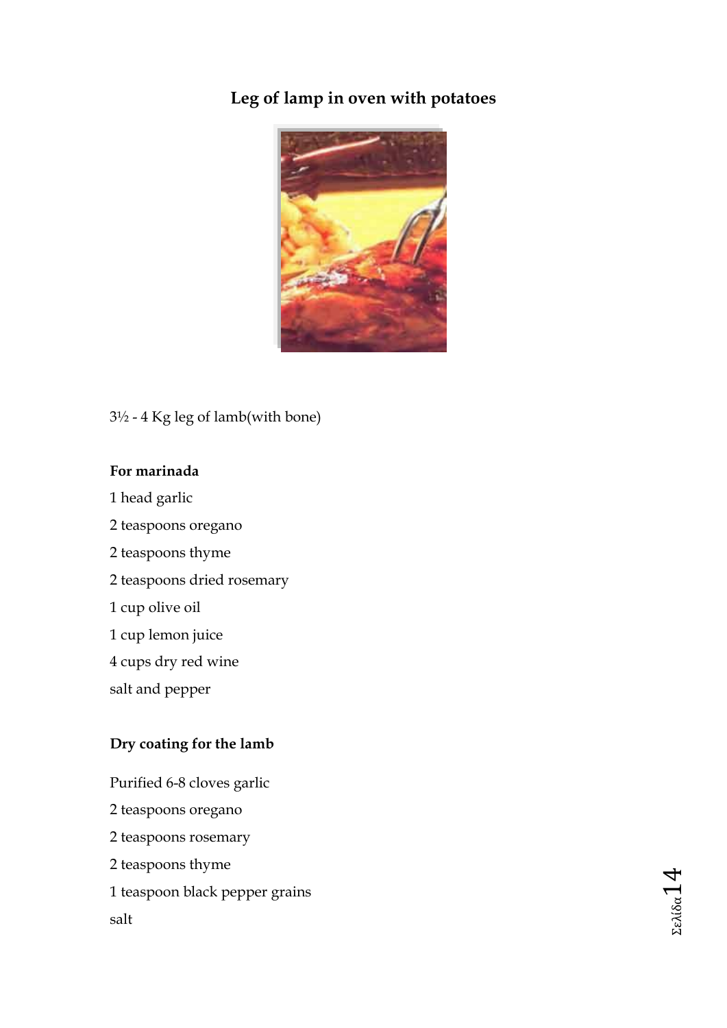## Leg of lamp in oven with potatoes

3½ - 4 Kg leg of lamb(with bone)

**For marinada**

1 head garlic

2 teaspoons oregano

2 teaspoons thyme

2 teaspoons dried rosemary

1 cup olive oil

1 cup lemon juice

4 cups dry red wine

salt and pepper

**Dry coating for the lamb**

Purified 6-8 cloves garlic

2 teaspoons oregano

2 teaspoons rosemary

2 teaspoons thyme

1 teaspoon black pepper grains

salt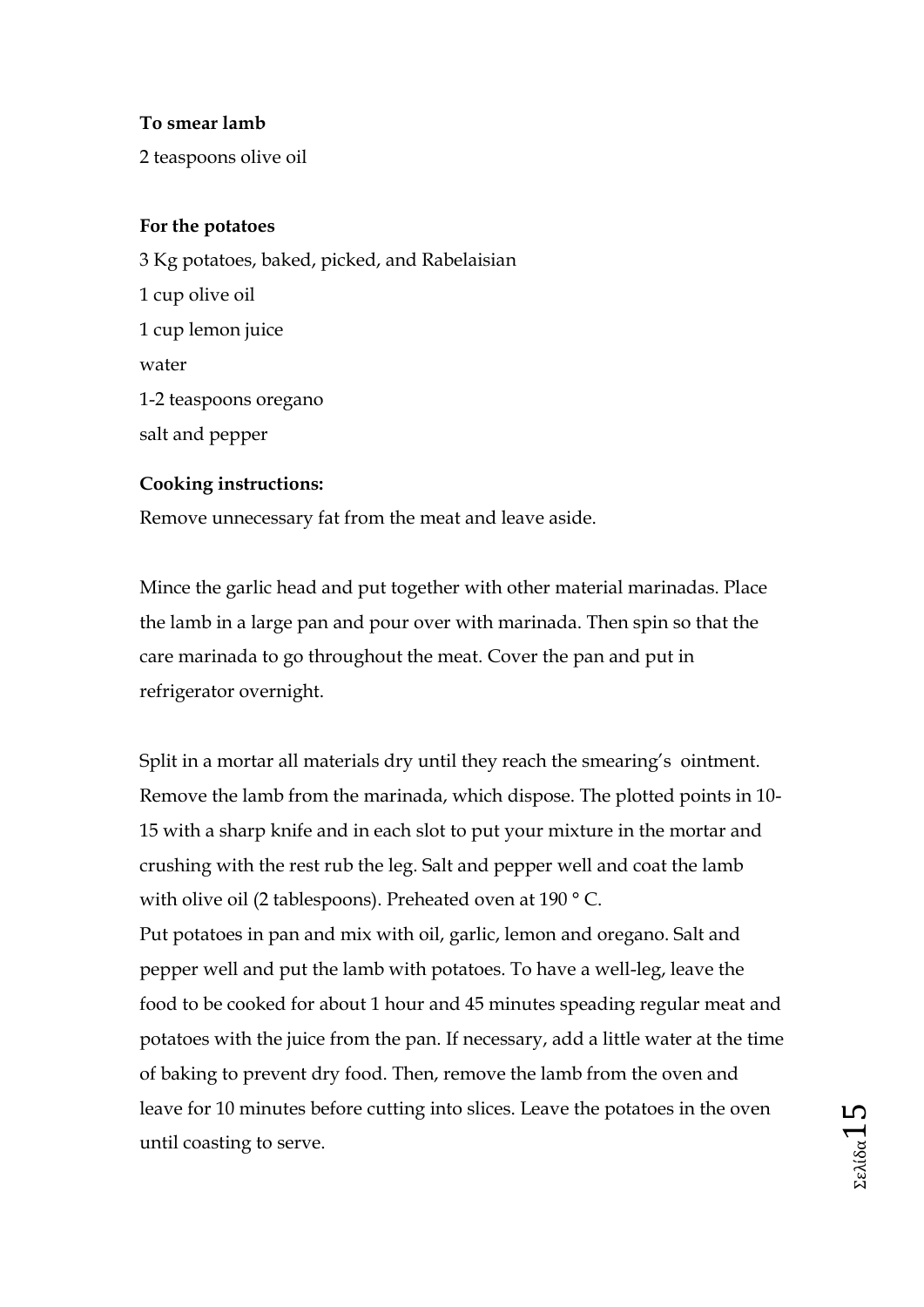**To smear lamb**

2 teaspoons olive oil

**For the potatoes**

3 Kg potatoes, baked, picked, and Rabelaisian

1 cup olive oil

1 cup lemon juice

water

1-2 teaspoons oregano

salt and pepper

**Cooking instructions:**

Remove unnecessary fat from the meat and leave aside.

Mince the garlic head and put together with other material marinadas. Place the lamb in a large pan and pour over with marinada. Then spin so that the care marinada to go throughout the meat. Cover the pan and put in refrigerator overnight.

Split in a mortar all materials dry until they reach the smearing's ointment. Remove the lamb from the marinada, which dispose. The plotted points in 10-15 with a sharp knife and in each slot to put your mixture in the mortar and crushing with the rest rub the leg. Salt and pepper well and coat the lamb with olive oil (2 tablespoons). Preheated oven at 190 ° C.
Put potatoes in pan and mix with oil, garlic, lemon and oregano. Salt and pepper well and put the lamb with potatoes. To have a well-leg, leave the food to be cooked for about 1 hour and 45 minutes speading regular meat and potatoes with the juice from the pan. If necessary, add a little water at the time of baking to prevent dry food. Then, remove the lamb from the oven and leave for 10 minutes before cutting into slices. Leave the potatoes in the oven until coasting to serve.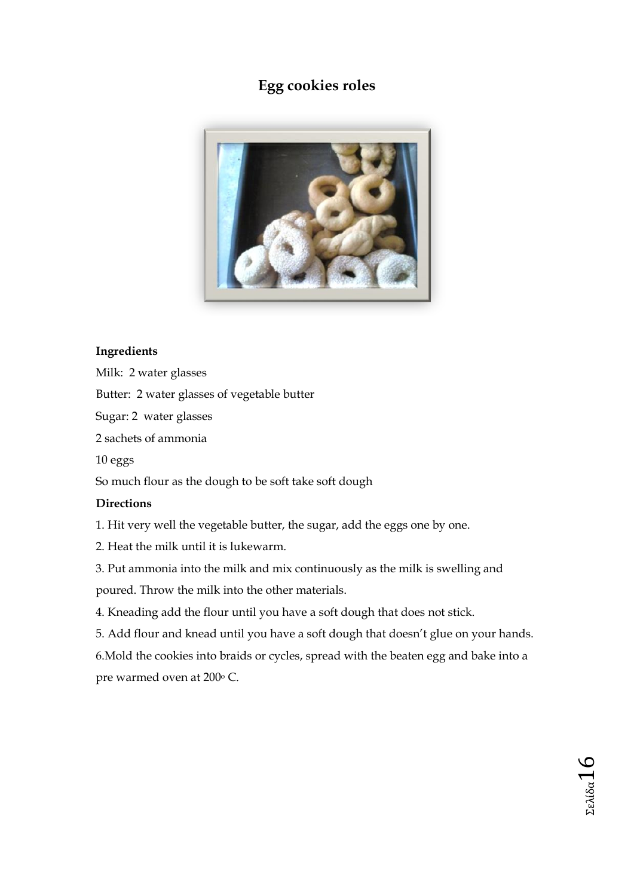# Egg cookies roles

**Ingredients**

Milk: 2 water glasses

Butter: 2 water glasses of vegetable butter

Sugar: 2 water glasses

2 sachets of ammonia

10 eggs

So much flour as the dough to be soft take soft dough

**Directions**

1. Hit very well the vegetable butter, the sugar, add the eggs one by one.
2. Heat the milk until it is lukewarm.
3. Put ammonia into the milk and mix continuously as the milk is swelling and poured. Throw the milk into the other materials.
4. Kneading add the flour until you have a soft dough that does not stick.
5. Add flour and knead until you have a soft dough that doesn't glue on your hands.
6. Mold the cookies into braids or cycles, spread with the beaten egg and bake into a pre warmed oven at 200° C.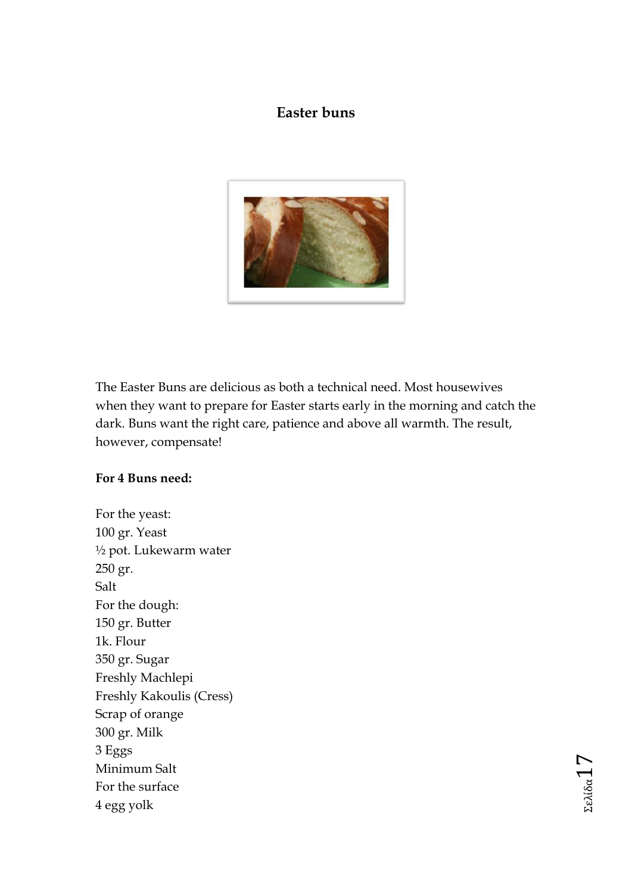**Easter buns**

The Easter Buns are delicious as both a technical need. Most housewives when they want to prepare for Easter starts early in the morning and catch the dark. Buns want the right care, patience and above all warmth. The result, however, compensate!

**For 4 Buns need:**

For the yeast:
100 gr. Yeast
½ pot. Lukewarm water
250 gr.
Salt
For the dough:
150 gr. Butter
1k. Flour
350 gr. Sugar
Freshly Machlepi
Freshly Kakoulis (Cress)
Scrap of orange
300 gr. Milk
3 Eggs
Minimum Salt
For the surface
4 egg yolk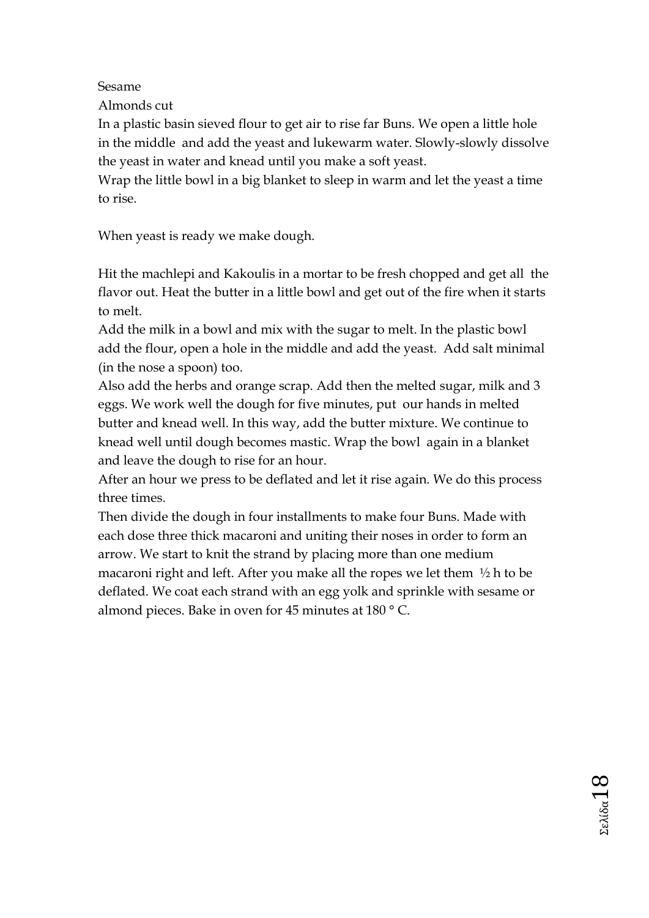Sesame

Almonds cut

In a plastic basin sieved flour to get air to rise far Buns. We open a little hole in the middle and add the yeast and lukewarm water. Slowly-slowly dissolve the yeast in water and knead until you make a soft yeast.

Wrap the little bowl in a big blanket to sleep in warm and let the yeast a time to rise.

When yeast is ready we make dough.

Hit the machlepi and Kakoulis in a mortar to be fresh chopped and get all the flavor out. Heat the butter in a little bowl and get out of the fire when it starts to melt.

Add the milk in a bowl and mix with the sugar to melt. In the plastic bowl add the flour, open a hole in the middle and add the yeast. Add salt minimal (in the nose a spoon) too.

Also add the herbs and orange scrap. Add then the melted sugar, milk and 3 eggs. We work well the dough for five minutes, put our hands in melted butter and knead well. In this way, add the butter mixture. We continue to knead well until dough becomes mastic. Wrap the bowl again in a blanket and leave the dough to rise for an hour.

After an hour we press to be deflated and let it rise again. We do this process three times.

Then divide the dough in four installments to make four Buns. Made with each dose three thick macaroni and uniting their noses in order to form an arrow. We start to knit the strand by placing more than one medium macaroni right and left. After you make all the ropes we let them ½ h to be deflated. We coat each strand with an egg yolk and sprinkle with sesame or almond pieces. Bake in oven for 45 minutes at 180 ° C.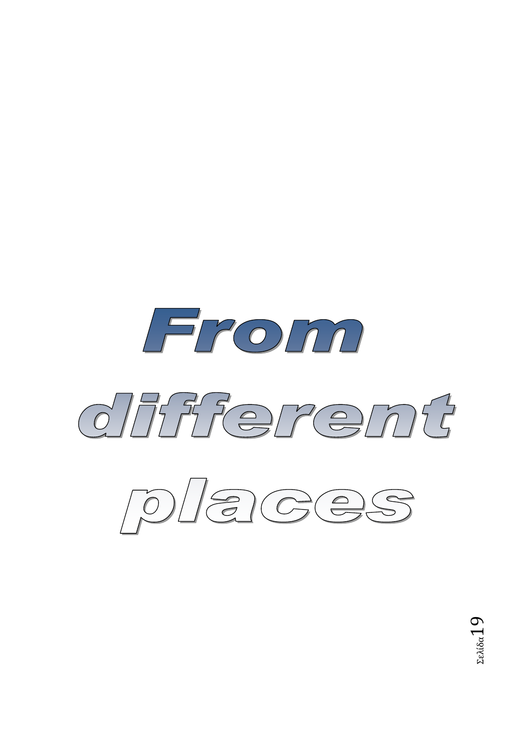# From different places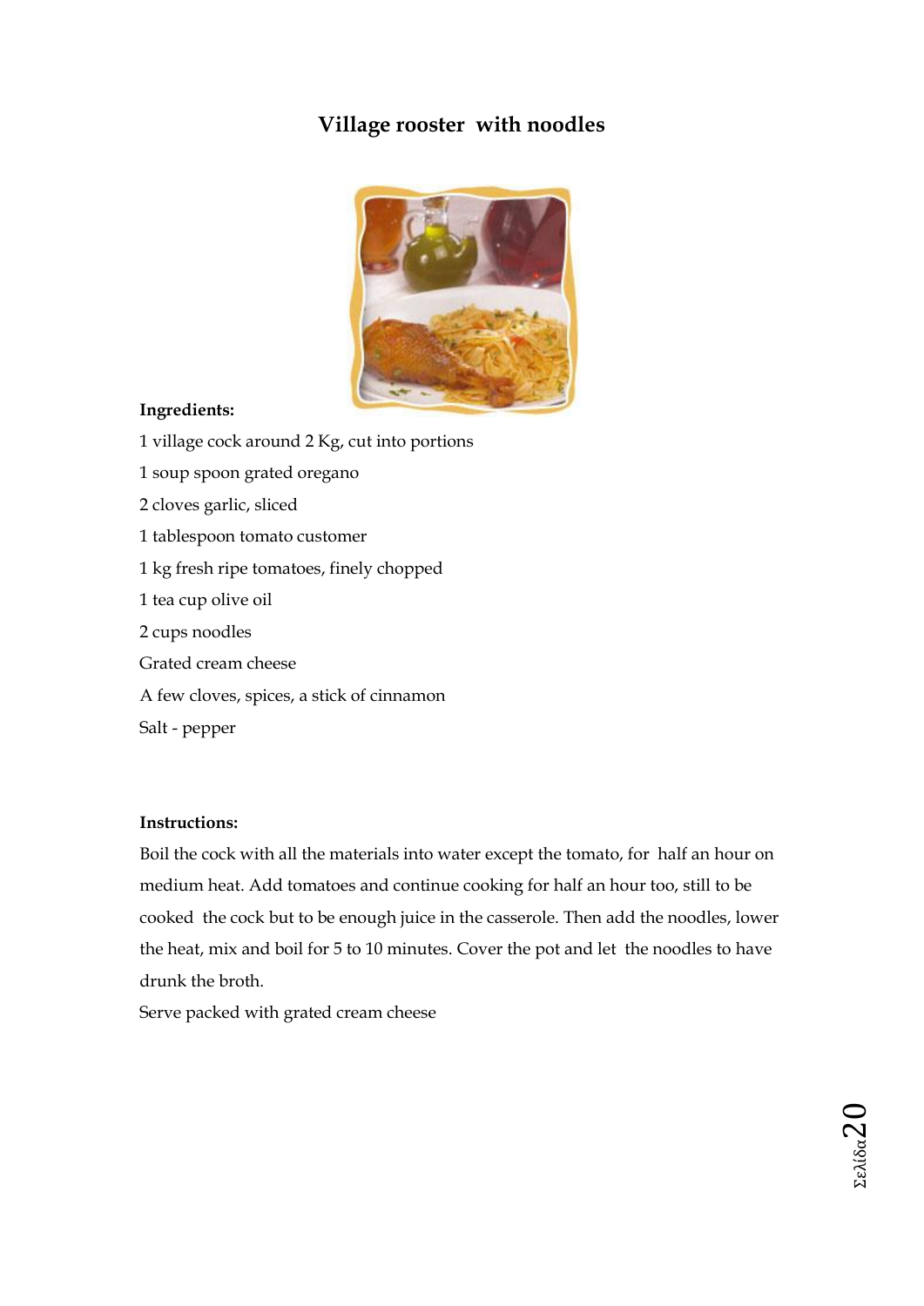# Village rooster with noodles

**Ingredients:**

1 village cock around 2 Kg, cut into portions

1 soup spoon grated oregano

2 cloves garlic, sliced

1 tablespoon tomato customer

1 kg fresh ripe tomatoes, finely chopped

1 tea cup olive oil

2 cups noodles

Grated cream cheese

A few cloves, spices, a stick of cinnamon

Salt - pepper

**Instructions:**

Boil the cock with all the materials into water except the tomato, for half an hour on medium heat. Add tomatoes and continue cooking for half an hour too, still to be cooked the cock but to be enough juice in the casserole. Then add the noodles, lower the heat, mix and boil for 5 to 10 minutes. Cover the pot and let the noodles to have drunk the broth.

Serve packed with grated cream cheese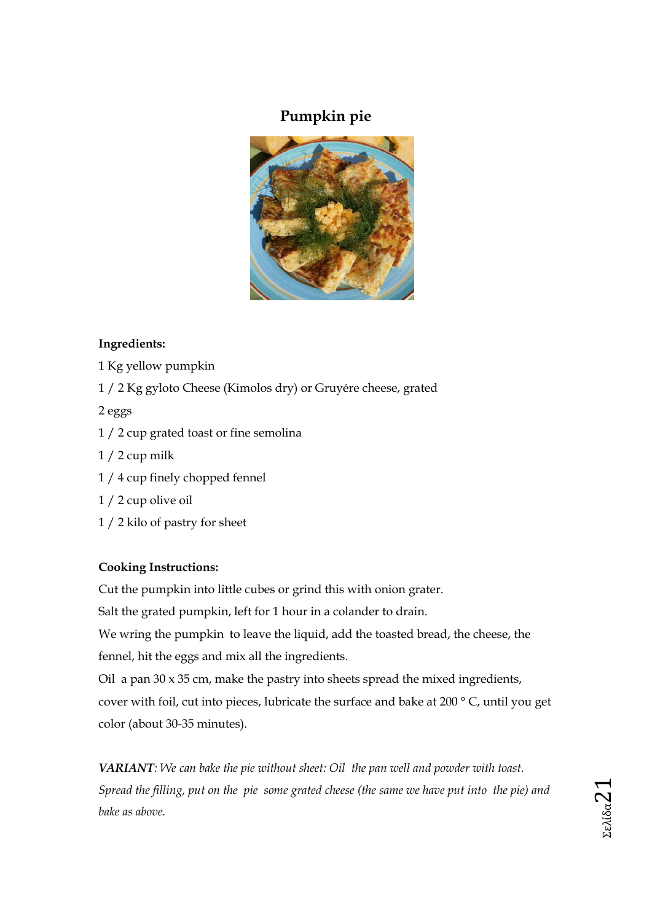# Pumpkin pie

**Ingredients:**

1 Kg yellow pumpkin

1 / 2 Kg gyloto Cheese (Kimolos dry) or Gruyére cheese, grated

2 eggs

1 / 2 cup grated toast or fine semolina

1 / 2 cup milk

1 / 4 cup finely chopped fennel

1 / 2 cup olive oil

1 / 2 kilo of pastry for sheet

**Cooking Instructions:**

Cut the pumpkin into little cubes or grind this with onion grater.

Salt the grated pumpkin, left for 1 hour in a colander to drain.

We wring the pumpkin to leave the liquid, add the toasted bread, the cheese, the fennel, hit the eggs and mix all the ingredients.

Oil a pan 30 x 35 cm, make the pastry into sheets spread the mixed ingredients, cover with foil, cut into pieces, lubricate the surface and bake at 200 ° C, until you get color (about 30-35 minutes).

***VARIANT**: We can bake the pie without sheet: Oil the pan well and powder with toast. Spread the filling, put on the pie some grated cheese (the same we have put into the pie) and bake as above.*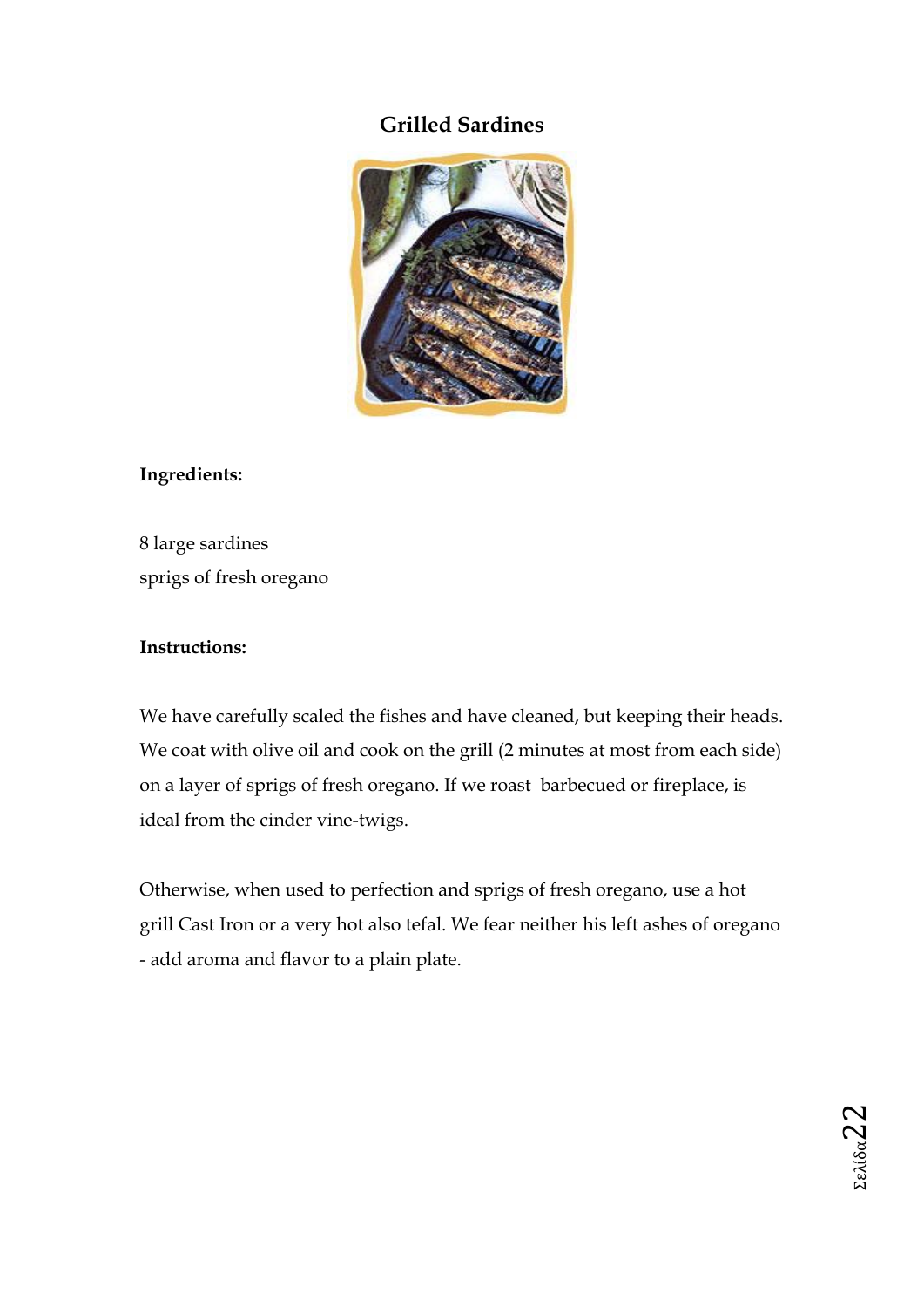# Grilled Sardines

**Ingredients:**

8 large sardines
sprigs of fresh oregano

**Instructions:**

We have carefully scaled the fishes and have cleaned, but keeping their heads. We coat with olive oil and cook on the grill (2 minutes at most from each side) on a layer of sprigs of fresh oregano. If we roast barbecued or fireplace, is ideal from the cinder vine-twigs.

Otherwise, when used to perfection and sprigs of fresh oregano, use a hot grill Cast Iron or a very hot also tefal. We fear neither his left ashes of oregano - add aroma and flavor to a plain plate.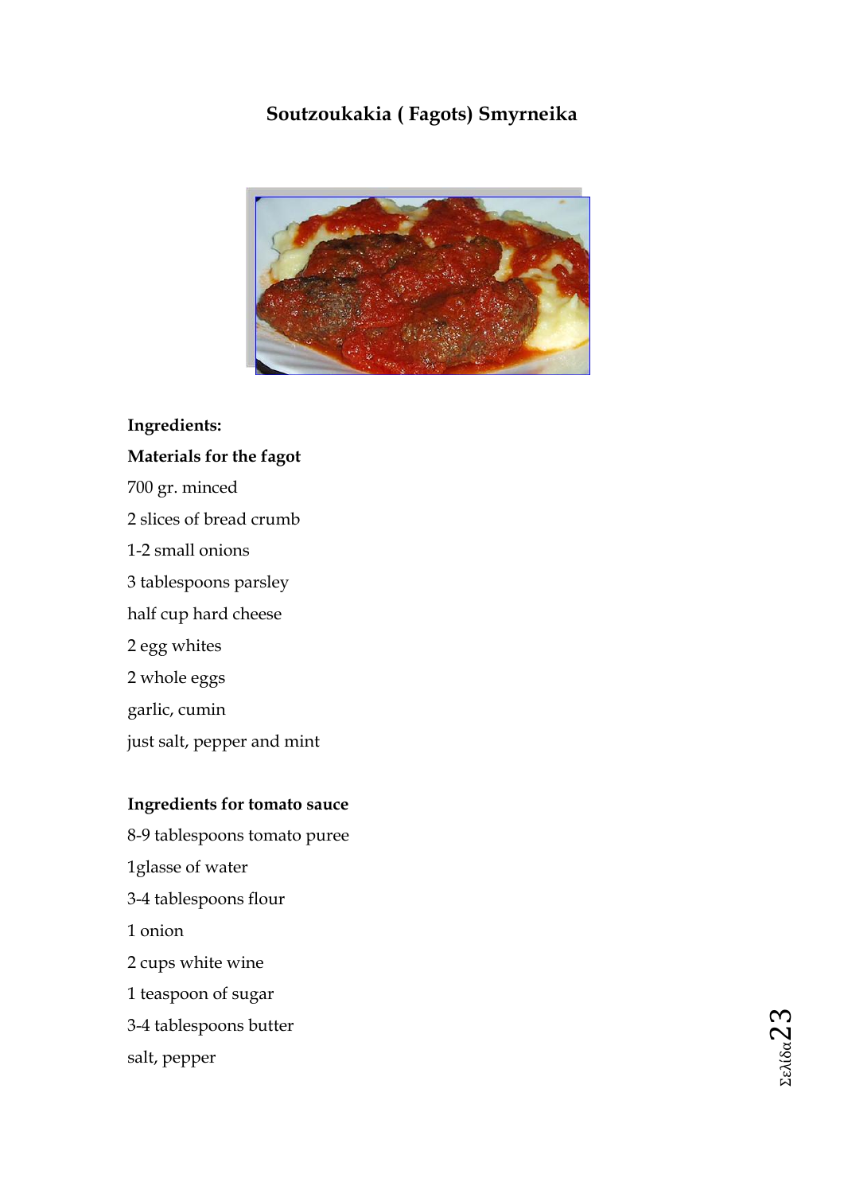# Soutzoukakia ( Fagots) Smyrneika

**Ingredients:**

**Materials for the fagot**

700 gr. minced

2 slices of bread crumb

1-2 small onions

3 tablespoons parsley

half cup hard cheese

2 egg whites

2 whole eggs

garlic, cumin

just salt, pepper and mint

**Ingredients for tomato sauce**

8-9 tablespoons tomato puree

1glasse of water

3-4 tablespoons flour

1 onion

2 cups white wine

1 teaspoon of sugar

3-4 tablespoons butter

salt, pepper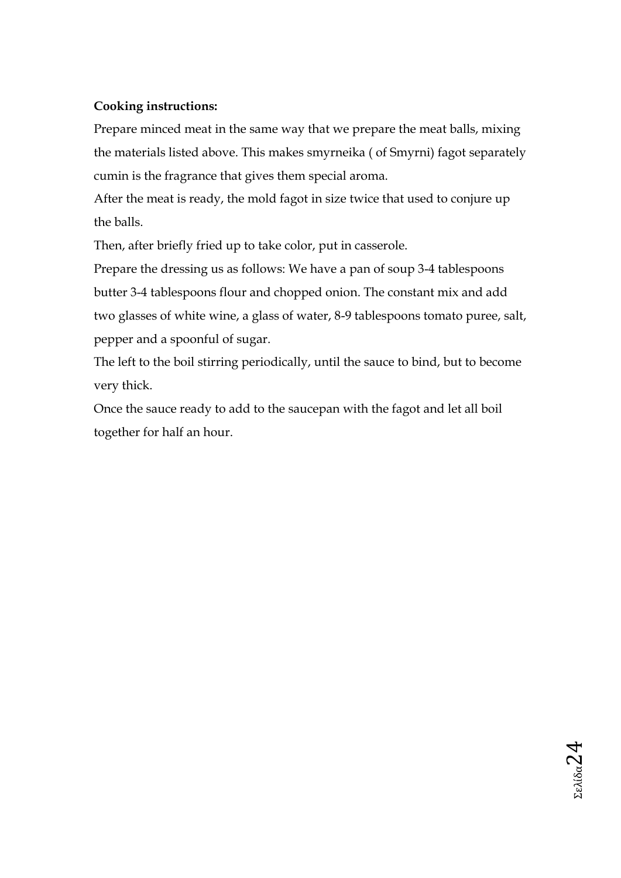**Cooking instructions:**

Prepare minced meat in the same way that we prepare the meat balls, mixing the materials listed above. This makes smyrneika ( of Smyrni) fagot separately cumin is the fragrance that gives them special aroma.

After the meat is ready, the mold fagot in size twice that used to conjure up the balls.

Then, after briefly fried up to take color, put in casserole.

Prepare the dressing us as follows: We have a pan of soup 3-4 tablespoons butter 3-4 tablespoons flour and chopped onion. The constant mix and add two glasses of white wine, a glass of water, 8-9 tablespoons tomato puree, salt, pepper and a spoonful of sugar.

The left to the boil stirring periodically, until the sauce to bind, but to become very thick.

Once the sauce ready to add to the saucepan with the fagot and let all boil together for half an hour.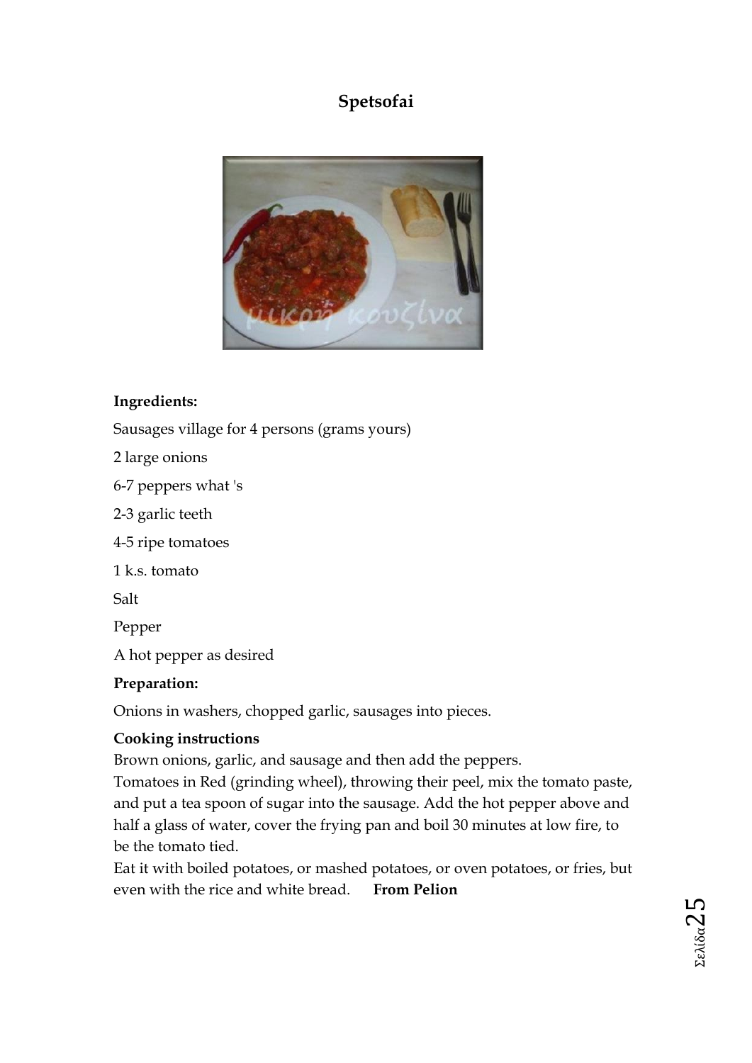# Spetsofai

**Ingredients:**

Sausages village for 4 persons (grams yours)

2 large onions

6-7 peppers what 's

2-3 garlic teeth

4-5 ripe tomatoes

1 k.s. tomato

Salt

Pepper

A hot pepper as desired

**Preparation:**

Onions in washers, chopped garlic, sausages into pieces.

**Cooking instructions**

Brown onions, garlic, and sausage and then add the peppers.
Tomatoes in Red (grinding wheel), throwing their peel, mix the tomato paste, and put a tea spoon of sugar into the sausage. Add the hot pepper above and half a glass of water, cover the frying pan and boil 30 minutes at low fire, to be the tomato tied.
Eat it with boiled potatoes, or mashed potatoes, or oven potatoes, or fries, but even with the rice and white bread. **From Pelion**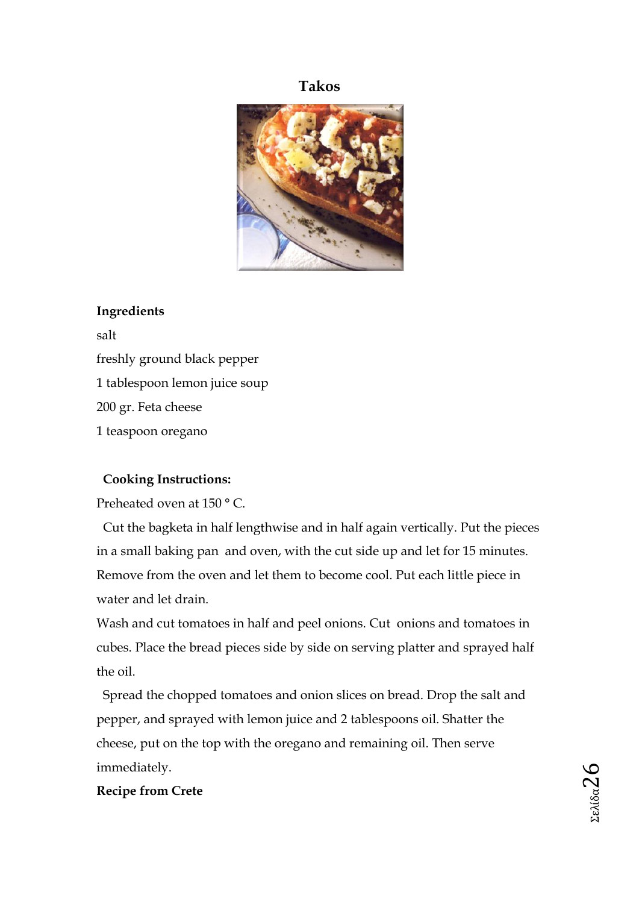# Takos

**Ingredients**

salt

freshly ground black pepper

1 tablespoon lemon juice soup

200 gr. Feta cheese

1 teaspoon oregano

**Cooking Instructions:**

Preheated oven at 150 ° C.

Cut the bagketa in half lengthwise and in half again vertically. Put the pieces in a small baking pan and oven, with the cut side up and let for 15 minutes. Remove from the oven and let them to become cool. Put each little piece in water and let drain.

Wash and cut tomatoes in half and peel onions. Cut onions and tomatoes in cubes. Place the bread pieces side by side on serving platter and sprayed half the oil.

Spread the chopped tomatoes and onion slices on bread. Drop the salt and pepper, and sprayed with lemon juice and 2 tablespoons oil. Shatter the cheese, put on the top with the oregano and remaining oil. Then serve immediately.

**Recipe from Crete**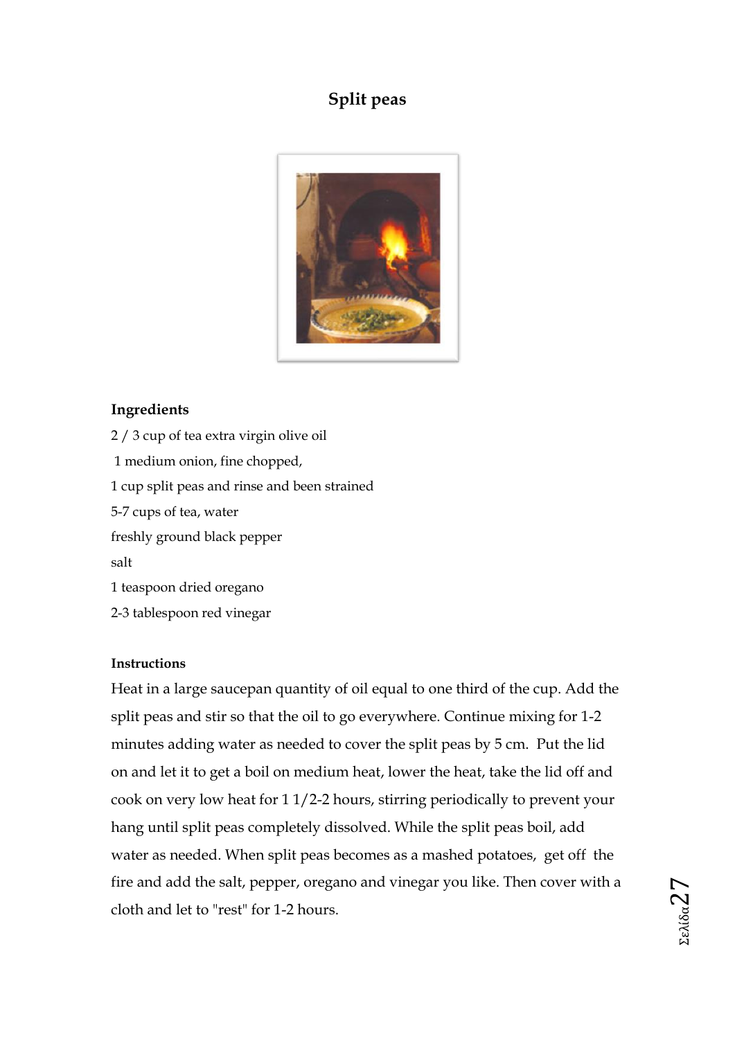# Split peas

## Ingredients

2 / 3 cup of tea extra virgin olive oil

1 medium onion, fine chopped,

1 cup split peas and rinse and been strained

5-7 cups of tea, water

freshly ground black pepper

salt

1 teaspoon dried oregano

2-3 tablespoon red vinegar

### Instructions

Heat in a large saucepan quantity of oil equal to one third of the cup. Add the split peas and stir so that the oil to go everywhere. Continue mixing for 1-2 minutes adding water as needed to cover the split peas by 5 cm. Put the lid on and let it to get a boil on medium heat, lower the heat, take the lid off and cook on very low heat for 1 1/2-2 hours, stirring periodically to prevent your hang until split peas completely dissolved. While the split peas boil, add water as needed. When split peas becomes as a mashed potatoes, get off the fire and add the salt, pepper, oregano and vinegar you like. Then cover with a cloth and let to "rest" for 1-2 hours.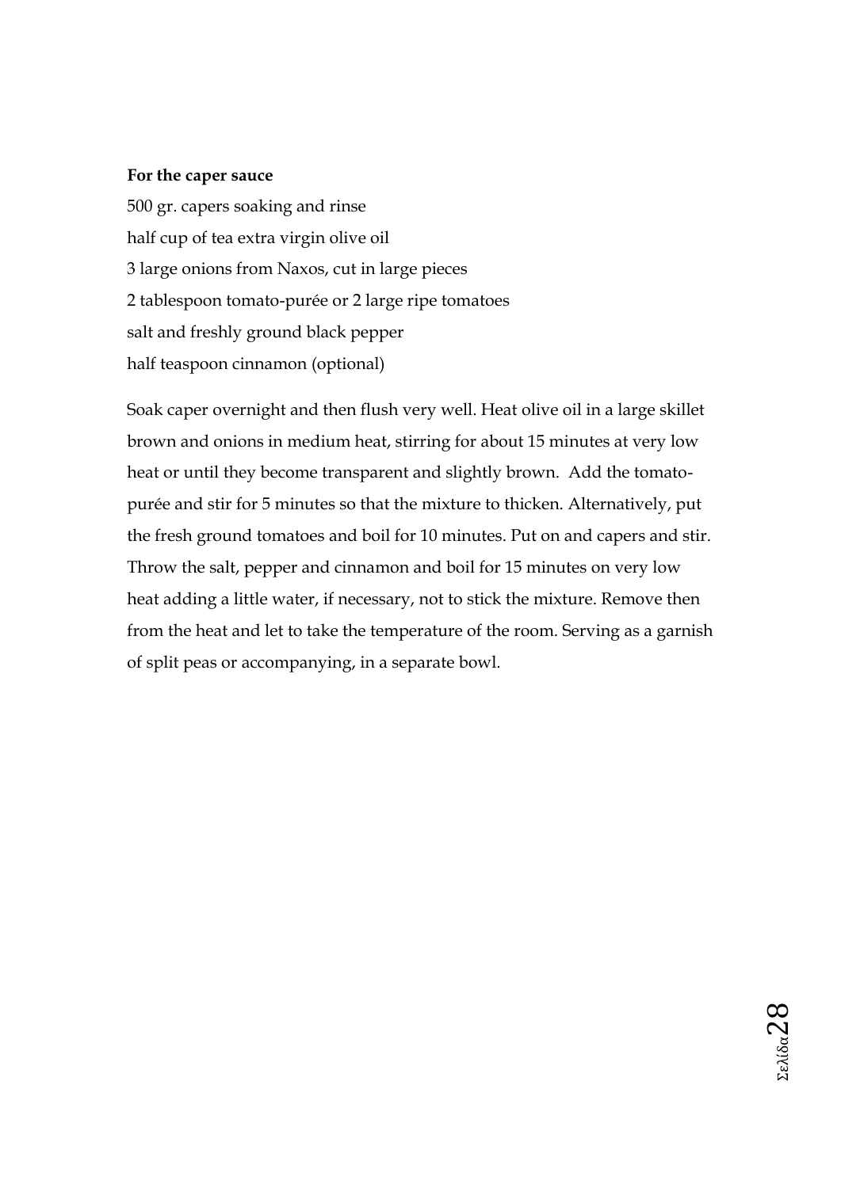**For the caper sauce**

500 gr. capers soaking and rinse
half cup of tea extra virgin olive oil
3 large onions from Naxos, cut in large pieces
2 tablespoon tomato-purée or 2 large ripe tomatoes
salt and freshly ground black pepper
half teaspoon cinnamon (optional)

Soak caper overnight and then flush very well. Heat olive oil in a large skillet brown and onions in medium heat, stirring for about 15 minutes at very low heat or until they become transparent and slightly brown.  Add the tomato-purée and stir for 5 minutes so that the mixture to thicken. Alternatively, put the fresh ground tomatoes and boil for 10 minutes. Put on and capers and stir. Throw the salt, pepper and cinnamon and boil for 15 minutes on very low heat adding a little water, if necessary, not to stick the mixture. Remove then from the heat and let to take the temperature of the room. Serving as a garnish of split peas or accompanying, in a separate bowl.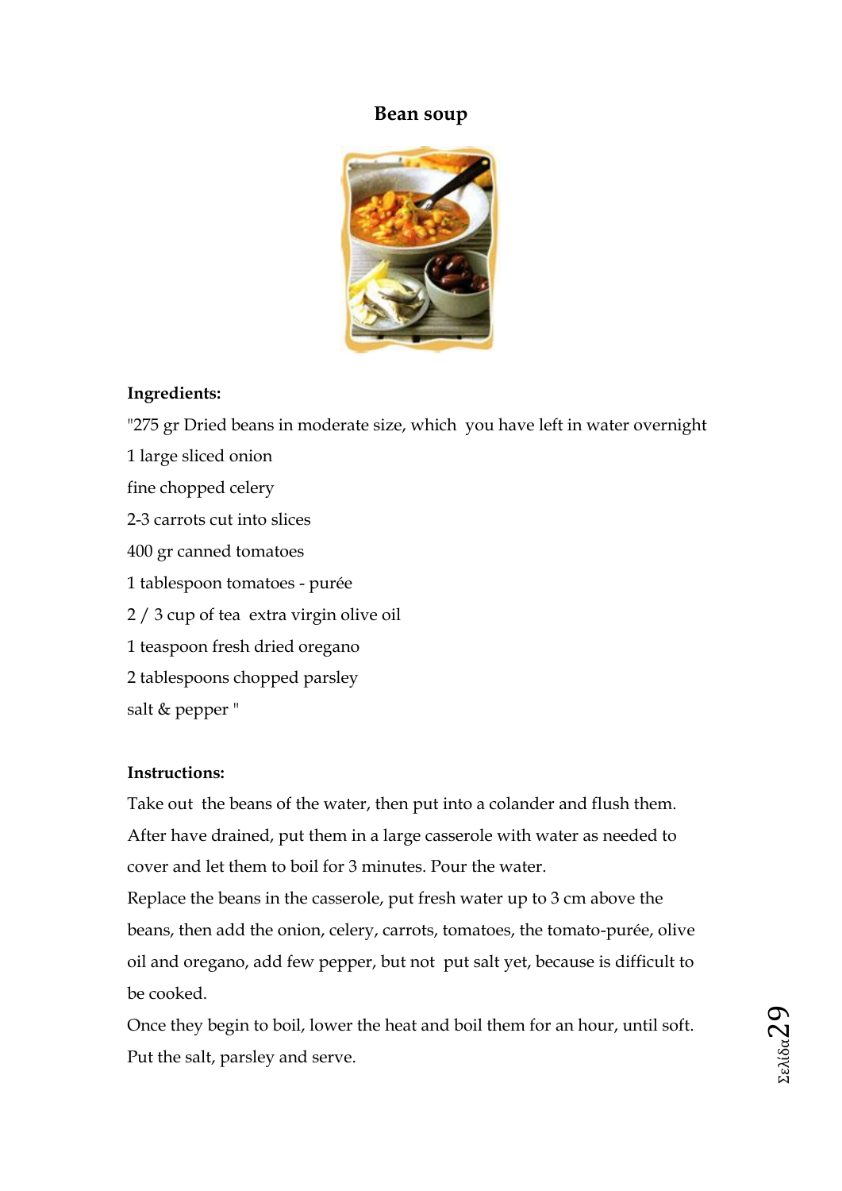## Bean soup

**Ingredients:**

"275 gr Dried beans in moderate size, which you have left in water overnight

1 large sliced onion

fine chopped celery

2-3 carrots cut into slices

400 gr canned tomatoes

1 tablespoon tomatoes - purée

2 / 3 cup of tea extra virgin olive oil

1 teaspoon fresh dried oregano

2 tablespoons chopped parsley

salt & pepper "

**Instructions:**

Take out the beans of the water, then put into a colander and flush them. After have drained, put them in a large casserole with water as needed to cover and let them to boil for 3 minutes. Pour the water.

Replace the beans in the casserole, put fresh water up to 3 cm above the beans, then add the onion, celery, carrots, tomatoes, the tomato-purée, olive oil and oregano, add few pepper, but not put salt yet, because is difficult to be cooked.

Once they begin to boil, lower the heat and boil them for an hour, until soft. Put the salt, parsley and serve.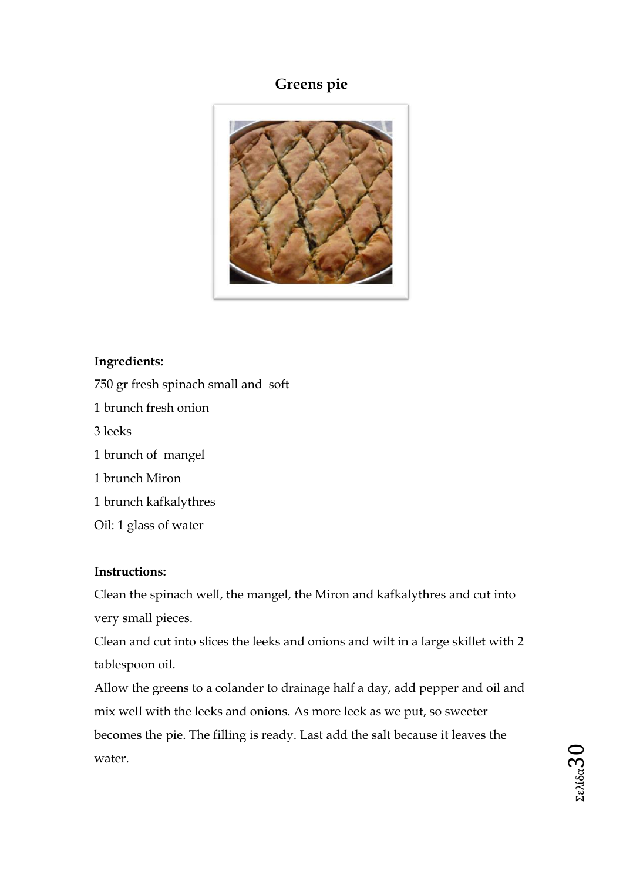# Greens pie

**Ingredients:**

750 gr fresh spinach small and soft

1 brunch fresh onion

3 leeks

1 brunch of mangel

1 brunch Miron

1 brunch kafkalythres

Oil: 1 glass of water

**Instructions:**

Clean the spinach well, the mangel, the Miron and kafkalythres and cut into very small pieces.

Clean and cut into slices the leeks and onions and wilt in a large skillet with 2 tablespoon oil.

Allow the greens to a colander to drainage half a day, add pepper and oil and mix well with the leeks and onions. As more leek as we put, so sweeter becomes the pie. The filling is ready. Last add the salt because it leaves the water.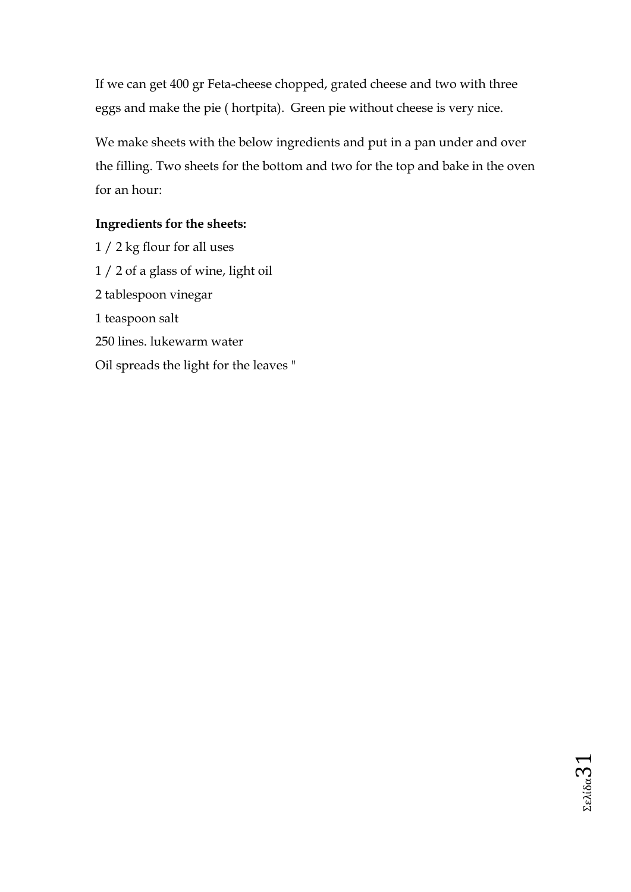If we can get 400 gr Feta-cheese chopped, grated cheese and two with three eggs and make the pie ( hortpita). Green pie without cheese is very nice.

We make sheets with the below ingredients and put in a pan under and over the filling. Two sheets for the bottom and two for the top and bake in the oven for an hour:

**Ingredients for the sheets:**

1 / 2 kg flour for all uses

1 / 2 of a glass of wine, light oil

2 tablespoon vinegar

1 teaspoon salt

250 lines. lukewarm water

Oil spreads the light for the leaves "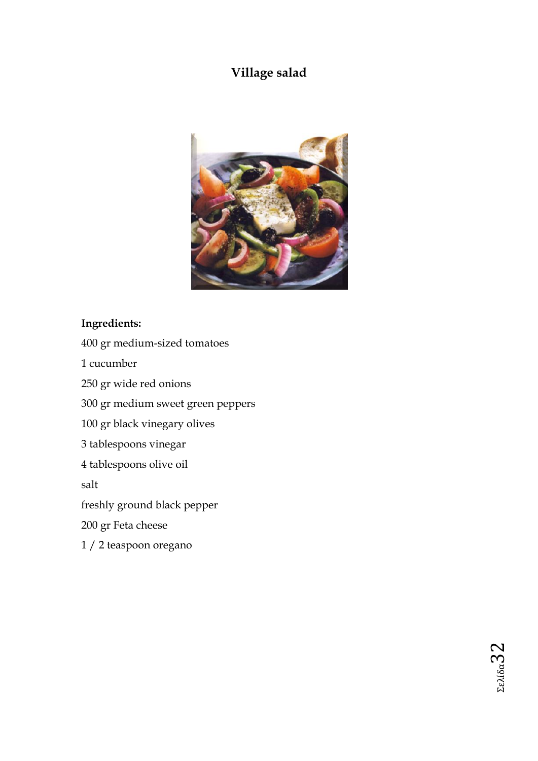# Village salad

**Ingredients:**

400 gr medium-sized tomatoes

1 cucumber

250 gr wide red onions

300 gr medium sweet green peppers

100 gr black vinegary olives

3 tablespoons vinegar

4 tablespoons olive oil

salt

freshly ground black pepper

200 gr Feta cheese

1 / 2 teaspoon oregano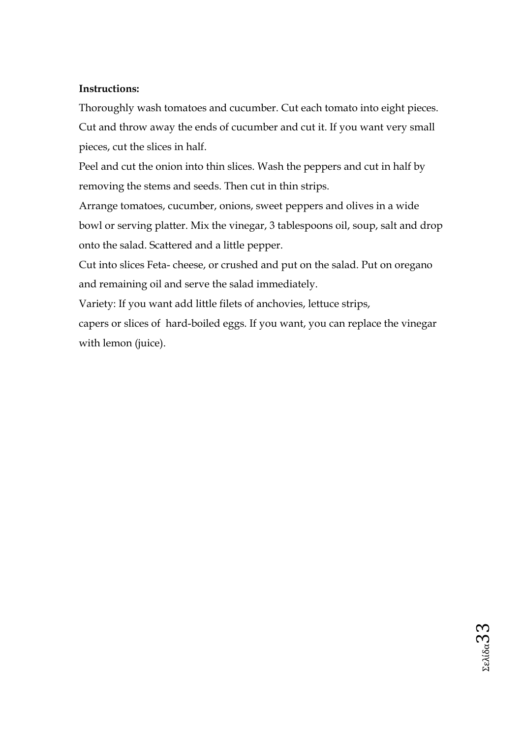**Instructions:**

Thoroughly wash tomatoes and cucumber. Cut each tomato into eight pieces. Cut and throw away the ends of cucumber and cut it. If you want very small pieces, cut the slices in half.

Peel and cut the onion into thin slices. Wash the peppers and cut in half by removing the stems and seeds. Then cut in thin strips.

Arrange tomatoes, cucumber, onions, sweet peppers and olives in a wide bowl or serving platter. Mix the vinegar, 3 tablespoons oil, soup, salt and drop onto the salad. Scattered and a little pepper.

Cut into slices Feta- cheese, or crushed and put on the salad. Put on oregano and remaining oil and serve the salad immediately.

Variety: If you want add little filets of anchovies, lettuce strips, capers or slices of hard-boiled eggs. If you want, you can replace the vinegar with lemon (juice).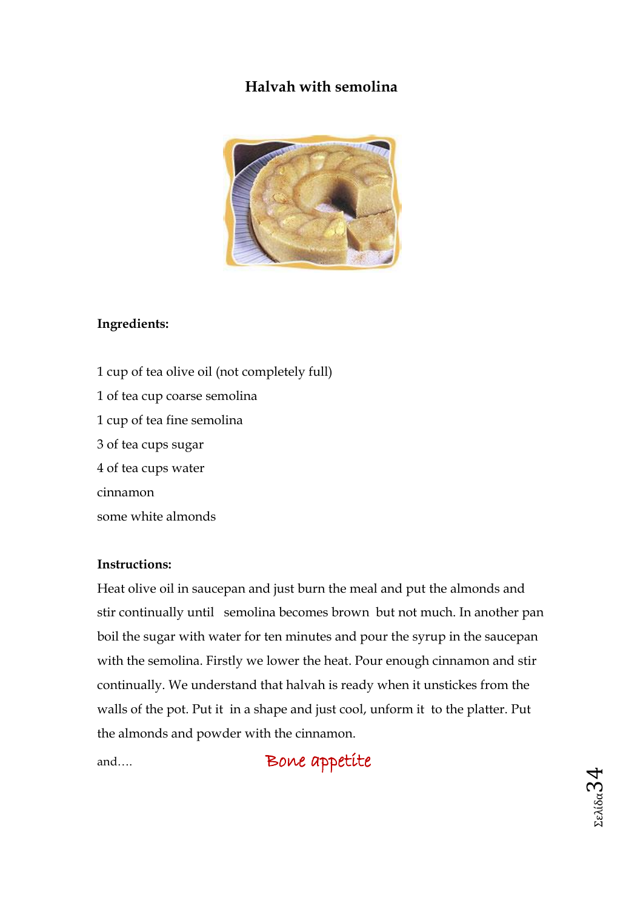# Halvah with semolina

**Ingredients:**

1 cup of tea olive oil (not completely full)

1 of tea cup coarse semolina

1 cup of tea fine semolina

3 of tea cups sugar

4 of tea cups water

cinnamon

some white almonds

**Instructions:**

Heat olive oil in saucepan and just burn the meal and put the almonds and stir continually until semolina becomes brown but not much. In another pan boil the sugar with water for ten minutes and pour the syrup in the saucepan with the semolina. Firstly we lower the heat. Pour enough cinnamon and stir continually. We understand that halvah is ready when it unstickes from the walls of the pot. Put it in a shape and just cool, unform it to the platter. Put the almonds and powder with the cinnamon.

and…. Bone appetite